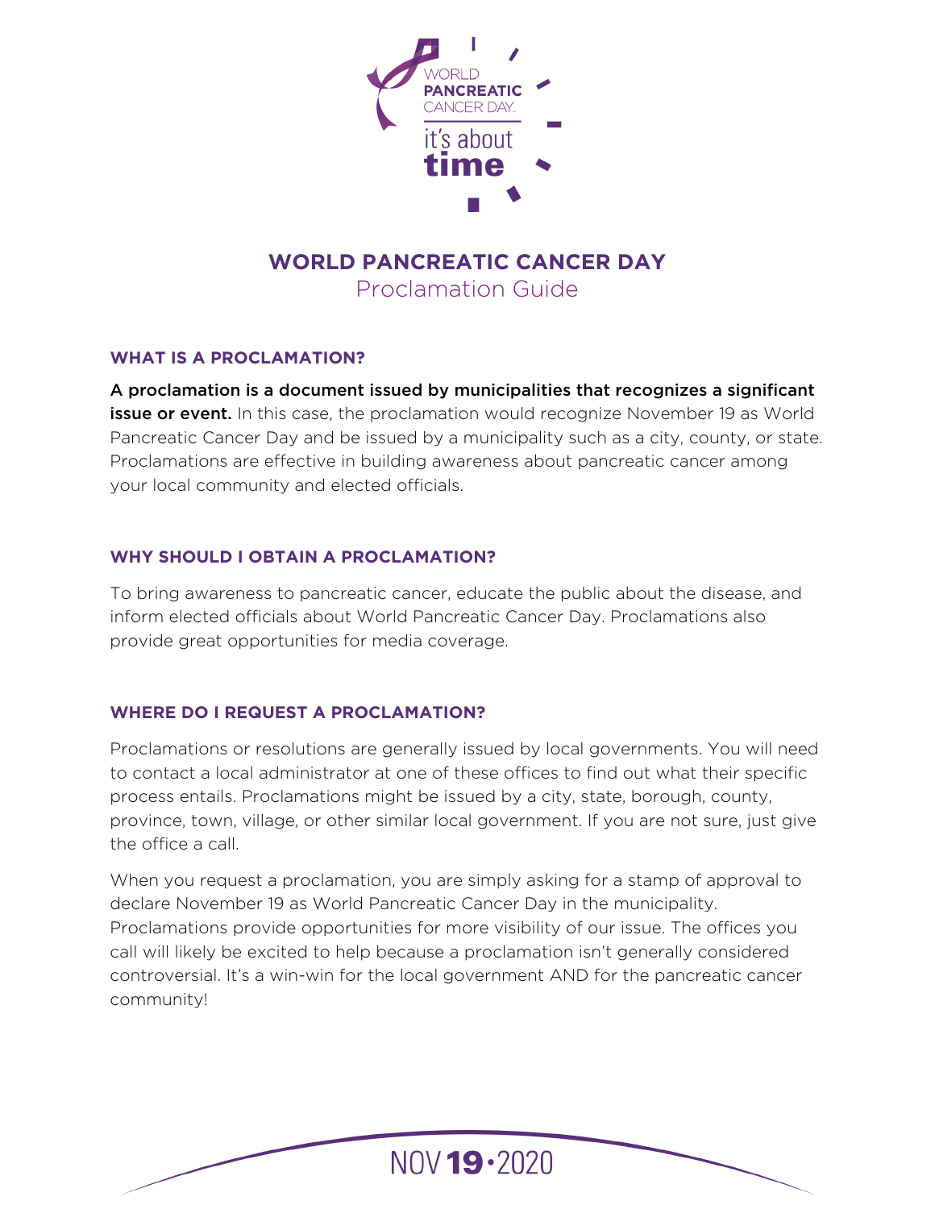WORLD PANCREATIC CANCER DAY. it's about time

# WORLD PANCREATIC CANCER DAY

## Proclamation Guide

### WHAT IS A PROCLAMATION?

**A proclamation is a document issued by municipalities that recognizes a significant issue or event.** In this case, the proclamation would recognize November 19 as World Pancreatic Cancer Day and be issued by a municipality such as a city, county, or state. Proclamations are effective in building awareness about pancreatic cancer among your local community and elected officials.

### WHY SHOULD I OBTAIN A PROCLAMATION?

To bring awareness to pancreatic cancer, educate the public about the disease, and inform elected officials about World Pancreatic Cancer Day. Proclamations also provide great opportunities for media coverage.

### WHERE DO I REQUEST A PROCLAMATION?

Proclamations or resolutions are generally issued by local governments. You will need to contact a local administrator at one of these offices to find out what their specific process entails. Proclamations might be issued by a city, state, borough, county, province, town, village, or other similar local government. If you are not sure, just give the office a call.

When you request a proclamation, you are simply asking for a stamp of approval to declare November 19 as World Pancreatic Cancer Day in the municipality. Proclamations provide opportunities for more visibility of our issue. The offices you call will likely be excited to help because a proclamation isn't generally considered controversial. It's a win-win for the local government AND for the pancreatic cancer community!

NOV **19** • 2020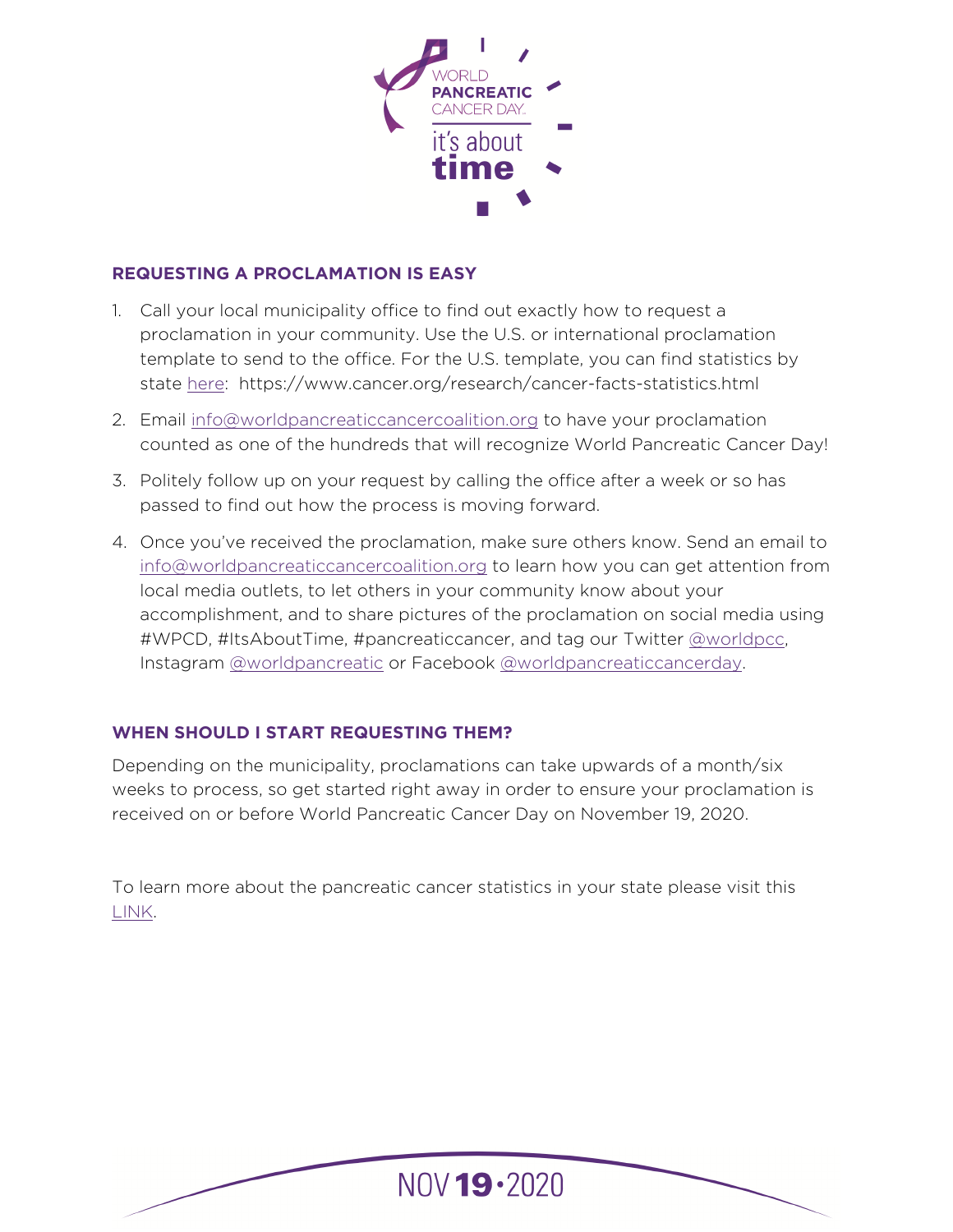WORLD PANCREATIC CANCER DAY. it's about time

## REQUESTING A PROCLAMATION IS EASY

1. Call your local municipality office to find out exactly how to request a proclamation in your community. Use the U.S. or international proclamation template to send to the office. For the U.S. template, you can find statistics by state here: https://www.cancer.org/research/cancer-facts-statistics.html
2. Email info@worldpancreaticcancercoalition.org to have your proclamation counted as one of the hundreds that will recognize World Pancreatic Cancer Day!
3. Politely follow up on your request by calling the office after a week or so has passed to find out how the process is moving forward.
4. Once you've received the proclamation, make sure others know. Send an email to info@worldpancreaticcancercoalition.org to learn how you can get attention from local media outlets, to let others in your community know about your accomplishment, and to share pictures of the proclamation on social media using #WPCD, #ItsAboutTime, #pancreaticcancer, and tag our Twitter @worldpcc, Instagram @worldpancreatic or Facebook @worldpancreaticcancerday.

## WHEN SHOULD I START REQUESTING THEM?

Depending on the municipality, proclamations can take upwards of a month/six weeks to process, so get started right away in order to ensure your proclamation is received on or before World Pancreatic Cancer Day on November 19, 2020.

To learn more about the pancreatic cancer statistics in your state please visit this LINK.

NOV **19** • 2020